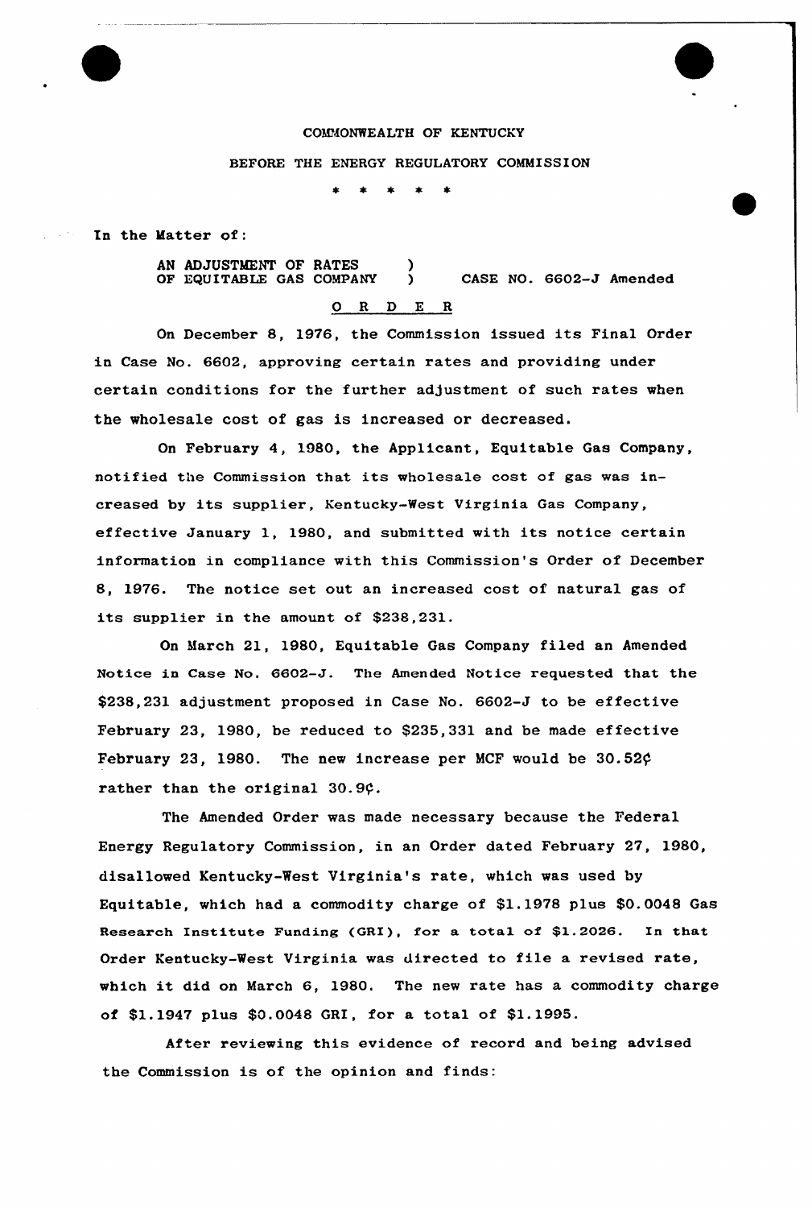COMMONWEALTH OF KENTUCKY

BEFORE THE ENERGY REGULATORY COMMISSION

\* \* \* \* \*

In the Matter of:

AN ADJUSTMENT OF RATES )
OF EQUITABLE GAS COMPANY ) CASE NO. 6602-J Amended

O R D E R

On December 8, 1976, the Commission issued its Final Order in Case No. 6602, approving certain rates and providing under certain conditions for the further adjustment of such rates when the wholesale cost of gas is increased or decreased.

On February 4, 1980, the Applicant, Equitable Gas Company, notified the Commission that its wholesale cost of gas was increased by its supplier, Kentucky-West Virginia Gas Company, effective January 1, 1980, and submitted with its notice certain information in compliance with this Commission's Order of December 8, 1976. The notice set out an increased cost of natural gas of its supplier in the amount of $238,231.

On March 21, 1980, Equitable Gas Company filed an Amended Notice in Case No. 6602-J. The Amended Notice requested that the $238,231 adjustment proposed in Case No. 6602-J to be effective February 23, 1980, be reduced to $235,331 and be made effective February 23, 1980. The new increase per MCF would be 30.52¢ rather than the original 30.9¢.

The Amended Order was made necessary because the Federal Energy Regulatory Commission, in an Order dated February 27, 1980, disallowed Kentucky-West Virginia's rate, which was used by Equitable, which had a commodity charge of $1.1978 plus $0.0048 Gas Research Institute Funding (GRI), for a total of $1.2026. In that Order Kentucky-West Virginia was directed to file a revised rate, which it did on March 6, 1980. The new rate has a commodity charge of $1.1947 plus $0.0048 GRI, for a total of $1.1995.

After reviewing this evidence of record and being advised the Commission is of the opinion and finds: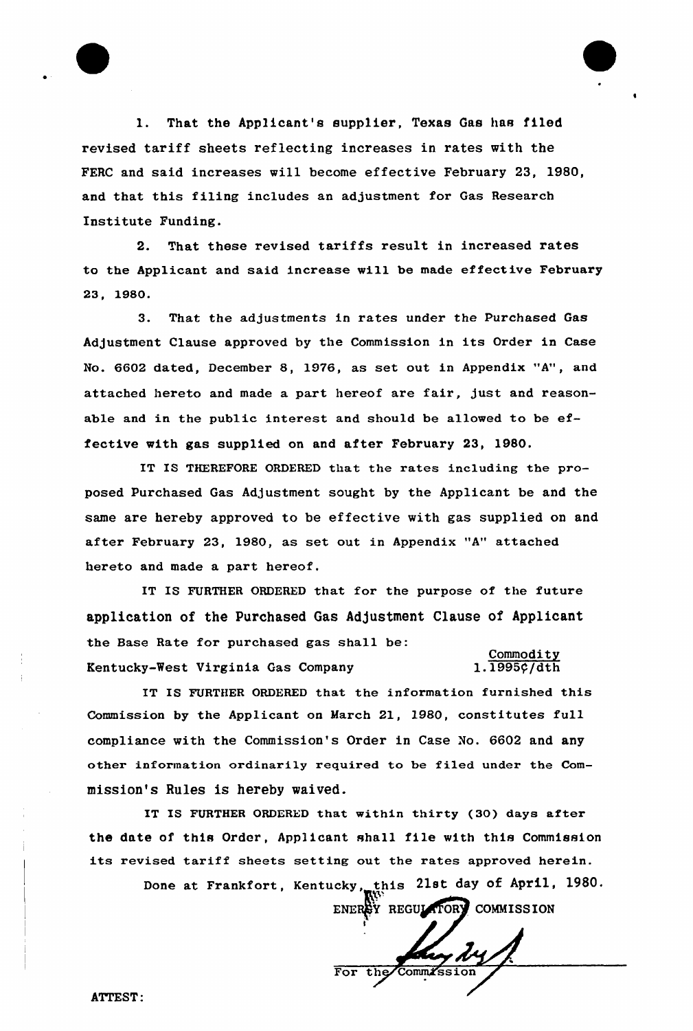1. That the Applicant's supplier, Texas Gas has filed revised tariff sheets reflecting increases in rates with the FERC and said increases will become effective February 23, 1980, and that this filing includes an adjustment for Gas Research Institute Funding.

2. That these revised tariffs result in increased rates to the Applicant and said increase will be made effective February 23, 1980.

3. That the adjustments in rates under the Purchased Gas Adjustment Clause approved by the Commission in its Order in Case No. 6602 dated, December 8, 1976, as set out in Appendix "A", and attached hereto and made a part hereof are fair, just and reasonable and in the public interest and should be allowed to be effective with gas supplied on and after February 23, 1980.

IT IS THEREFORE ORDERED that the rates including the proposed Purchased Gas Adjustment sought by the Applicant be and the same are hereby approved to be effective with gas supplied on and after February 23, 1980, as set out in Appendix "A" attached hereto and made a part hereof.

IT IS FURTHER ORDERED that for the purpose of the future application of the Purchased Gas Adjustment Clause of Applicant the Base Rate for purchased gas shall be:

| | Commodity |
|---|---|
| Kentucky-West Virginia Gas Company | 1.1995¢/dth |

IT IS FURTHER ORDERED that the information furnished this Commission by the Applicant on March 21, 1980, constitutes full compliance with the Commission's Order in Case No. 6602 and any other information ordinarily required to be filed under the Commission's Rules is hereby waived.

IT IS FURTHER ORDERED that within thirty (30) days after the date of this Order, Applicant shall file with this Commission its revised tariff sheets setting out the rates approved herein.

Done at Frankfort, Kentucky, this 21st day of April, 1980.

ENERGY REGULATORY COMMISSION

For the Commission

ATTEST: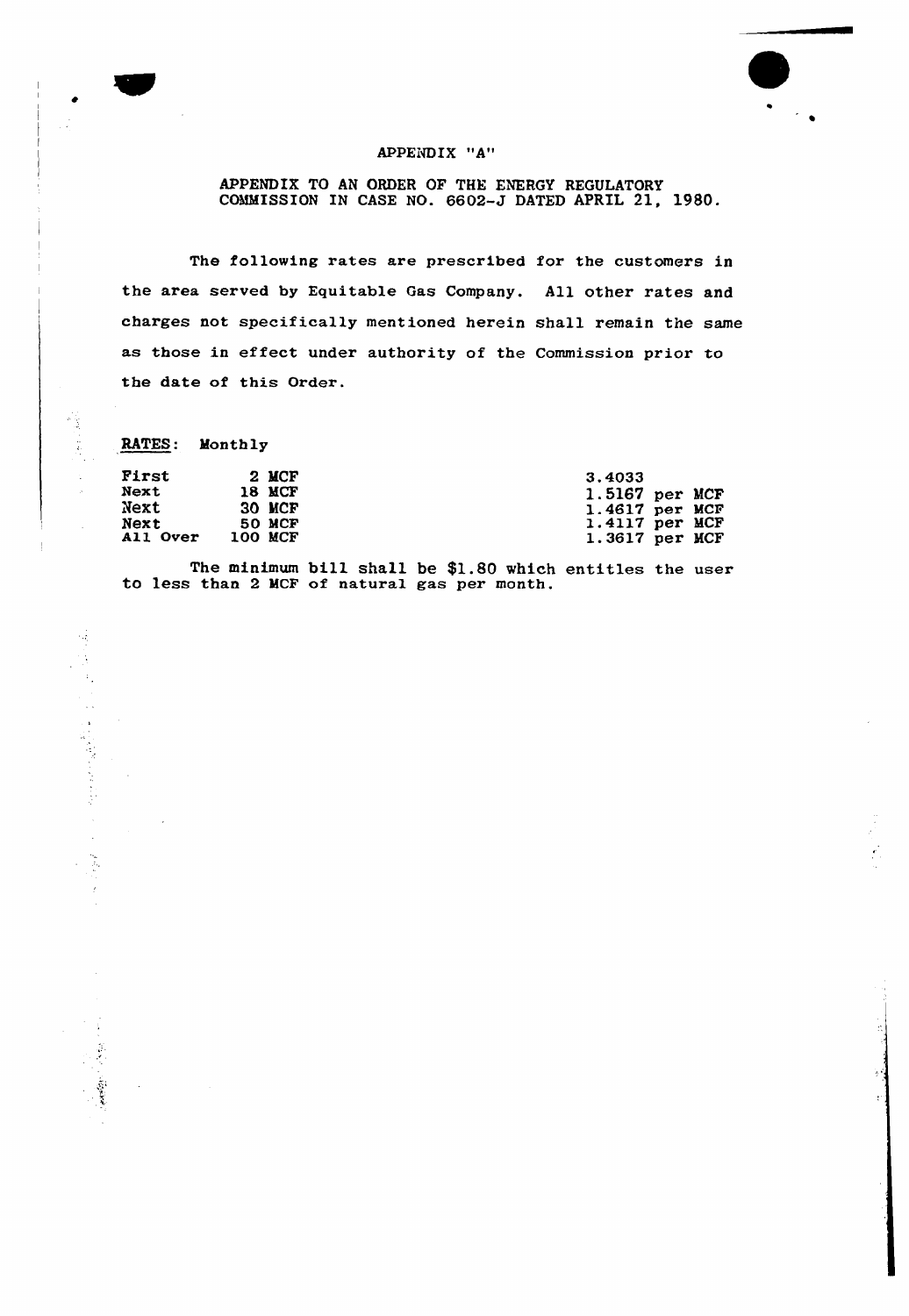APPENDIX "A"

APPENDIX TO AN ORDER OF THE ENERGY REGULATORY COMMISSION IN CASE NO. 6602-J DATED APRIL 21, 1980.

The following rates are prescribed for the customers in the area served by Equitable Gas Company. All other rates and charges not specifically mentioned herein shall remain the same as those in effect under authority of the Commission prior to the date of this Order.

RATES: Monthly

| | | |
|---|---|---|
| First | 2 MCF | 3.4033 |
| Next | 18 MCF | 1.5167 per MCF |
| Next | 30 MCF | 1.4617 per MCF |
| Next | 50 MCF | 1.4117 per MCF |
| All Over | 100 MCF | 1.3617 per MCF |

The minimum bill shall be $1.80 which entitles the user to less than 2 MCF of natural gas per month.